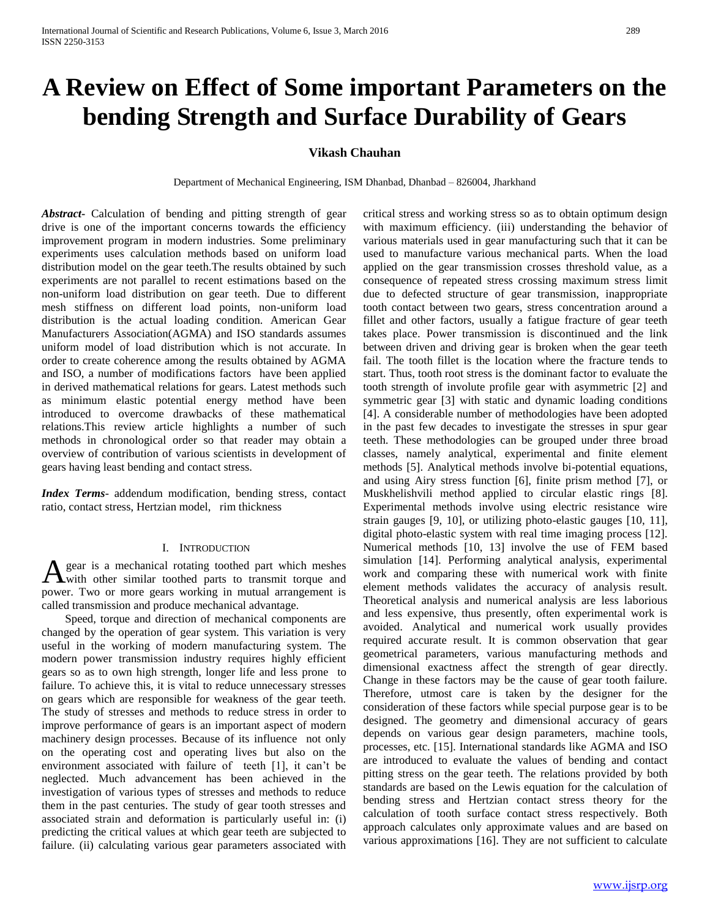# A Review on Effect of Some important Parameters on the bending Strength and Surface Durability of Gears

**Vikash Chauhan**

Department of Mechanical Engineering, ISM Dhanbad, Dhanbad – 826004, Jharkhand

***Abstract-*** Calculation of bending and pitting strength of gear drive is one of the important concerns towards the efficiency improvement program in modern industries. Some preliminary experiments uses calculation methods based on uniform load distribution model on the gear teeth.The results obtained by such experiments are not parallel to recent estimations based on the non-uniform load distribution on gear teeth. Due to different mesh stiffness on different load points, non-uniform load distribution is the actual loading condition. American Gear Manufacturers Association(AGMA) and ISO standards assumes uniform model of load distribution which is not accurate. In order to create coherence among the results obtained by AGMA and ISO, a number of modifications factors have been applied in derived mathematical relations for gears. Latest methods such as minimum elastic potential energy method have been introduced to overcome drawbacks of these mathematical relations.This review article highlights a number of such methods in chronological order so that reader may obtain a overview of contribution of various scientists in development of gears having least bending and contact stress.

***Index Terms*-** addendum modification, bending stress, contact ratio, contact stress, Hertzian model, rim thickness

## I. Introduction

A gear is a mechanical rotating toothed part which meshes with other similar toothed parts to transmit torque and power. Two or more gears working in mutual arrangement is called transmission and produce mechanical advantage.

Speed, torque and direction of mechanical components are changed by the operation of gear system. This variation is very useful in the working of modern manufacturing system. The modern power transmission industry requires highly efficient gears so as to own high strength, longer life and less prone to failure. To achieve this, it is vital to reduce unnecessary stresses on gears which are responsible for weakness of the gear teeth. The study of stresses and methods to reduce stress in order to improve performance of gears is an important aspect of modern machinery design processes. Because of its influence not only on the operating cost and operating lives but also on the environment associated with failure of teeth [1], it can't be neglected. Much advancement has been achieved in the investigation of various types of stresses and methods to reduce them in the past centuries. The study of gear tooth stresses and associated strain and deformation is particularly useful in: (i) predicting the critical values at which gear teeth are subjected to failure. (ii) calculating various gear parameters associated with critical stress and working stress so as to obtain optimum design with maximum efficiency. (iii) understanding the behavior of various materials used in gear manufacturing such that it can be used to manufacture various mechanical parts. When the load applied on the gear transmission crosses threshold value, as a consequence of repeated stress crossing maximum stress limit due to defected structure of gear transmission, inappropriate tooth contact between two gears, stress concentration around a fillet and other factors, usually a fatigue fracture of gear teeth takes place. Power transmission is discontinued and the link between driven and driving gear is broken when the gear teeth fail. The tooth fillet is the location where the fracture tends to start. Thus, tooth root stress is the dominant factor to evaluate the tooth strength of involute profile gear with asymmetric [2] and symmetric gear [3] with static and dynamic loading conditions [4]. A considerable number of methodologies have been adopted in the past few decades to investigate the stresses in spur gear teeth. These methodologies can be grouped under three broad classes, namely analytical, experimental and finite element methods [5]. Analytical methods involve bi-potential equations, and using Airy stress function [6], finite prism method [7], or Muskhelishvili method applied to circular elastic rings [8]. Experimental methods involve using electric resistance wire strain gauges [9, 10], or utilizing photo-elastic gauges [10, 11], digital photo-elastic system with real time imaging process [12]. Numerical methods [10, 13] involve the use of FEM based simulation [14]. Performing analytical analysis, experimental work and comparing these with numerical work with finite element methods validates the accuracy of analysis result. Theoretical analysis and numerical analysis are less laborious and less expensive, thus presently, often experimental work is avoided. Analytical and numerical work usually provides required accurate result. It is common observation that gear geometrical parameters, various manufacturing methods and dimensional exactness affect the strength of gear directly. Change in these factors may be the cause of gear tooth failure. Therefore, utmost care is taken by the designer for the consideration of these factors while special purpose gear is to be designed. The geometry and dimensional accuracy of gears depends on various gear design parameters, machine tools, processes, etc. [15]. International standards like AGMA and ISO are introduced to evaluate the values of bending and contact pitting stress on the gear teeth. The relations provided by both standards are based on the Lewis equation for the calculation of bending stress and Hertzian contact stress theory for the calculation of tooth surface contact stress respectively. Both approach calculates only approximate values and are based on various approximations [16]. They are not sufficient to calculate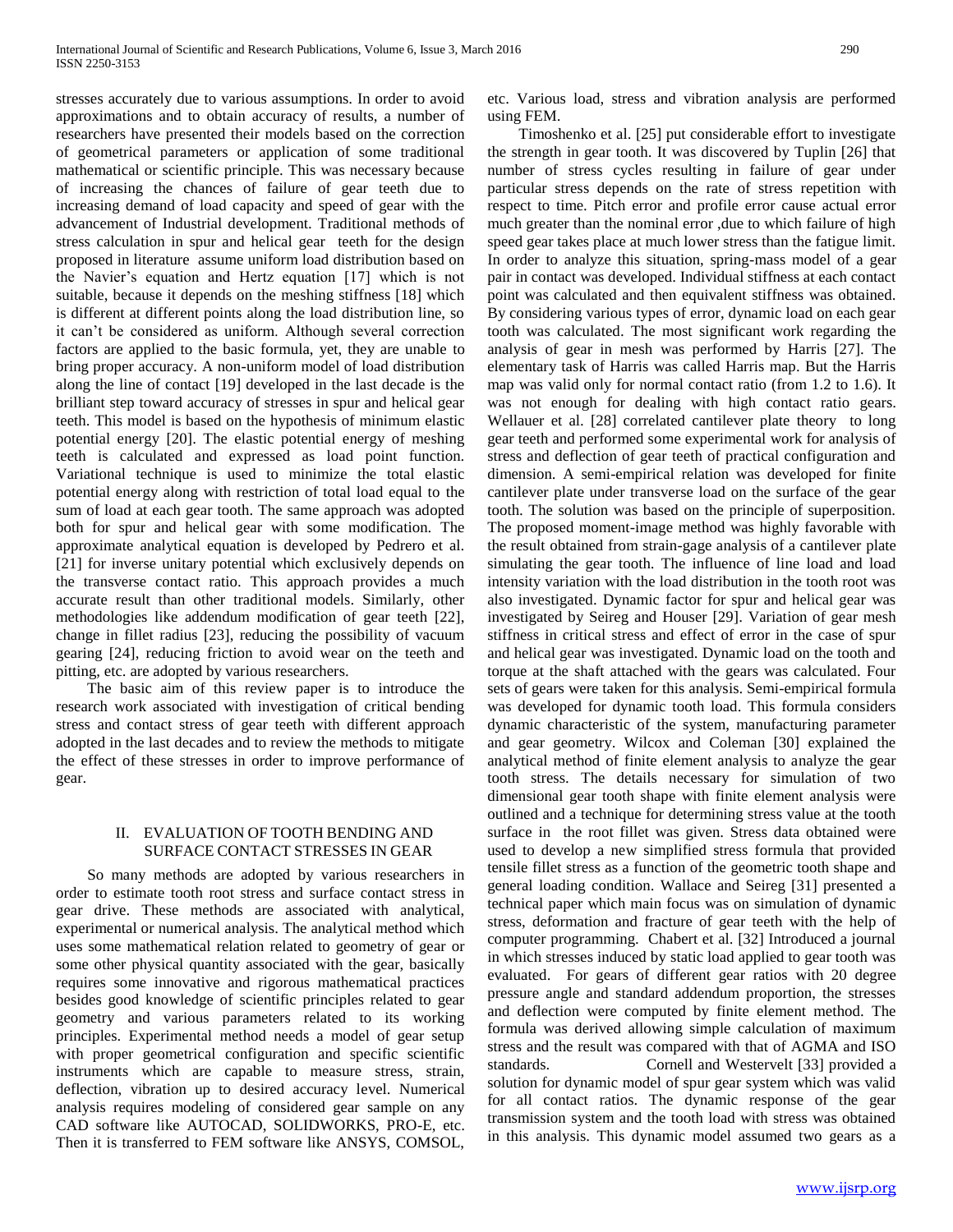stresses accurately due to various assumptions. In order to avoid approximations and to obtain accuracy of results, a number of researchers have presented their models based on the correction of geometrical parameters or application of some traditional mathematical or scientific principle. This was necessary because of increasing the chances of failure of gear teeth due to increasing demand of load capacity and speed of gear with the advancement of Industrial development. Traditional methods of stress calculation in spur and helical gear teeth for the design proposed in literature assume uniform load distribution based on the Navier's equation and Hertz equation [17] which is not suitable, because it depends on the meshing stiffness [18] which is different at different points along the load distribution line, so it can't be considered as uniform. Although several correction factors are applied to the basic formula, yet, they are unable to bring proper accuracy. A non-uniform model of load distribution along the line of contact [19] developed in the last decade is the brilliant step toward accuracy of stresses in spur and helical gear teeth. This model is based on the hypothesis of minimum elastic potential energy [20]. The elastic potential energy of meshing teeth is calculated and expressed as load point function. Variational technique is used to minimize the total elastic potential energy along with restriction of total load equal to the sum of load at each gear tooth. The same approach was adopted both for spur and helical gear with some modification. The approximate analytical equation is developed by Pedrero et al. [21] for inverse unitary potential which exclusively depends on the transverse contact ratio. This approach provides a much accurate result than other traditional models. Similarly, other methodologies like addendum modification of gear teeth [22], change in fillet radius [23], reducing the possibility of vacuum gearing [24], reducing friction to avoid wear on the teeth and pitting, etc. are adopted by various researchers.

The basic aim of this review paper is to introduce the research work associated with investigation of critical bending stress and contact stress of gear teeth with different approach adopted in the last decades and to review the methods to mitigate the effect of these stresses in order to improve performance of gear.

## II. EVALUATION OF TOOTH BENDING AND SURFACE CONTACT STRESSES IN GEAR

So many methods are adopted by various researchers in order to estimate tooth root stress and surface contact stress in gear drive. These methods are associated with analytical, experimental or numerical analysis. The analytical method which uses some mathematical relation related to geometry of gear or some other physical quantity associated with the gear, basically requires some innovative and rigorous mathematical practices besides good knowledge of scientific principles related to gear geometry and various parameters related to its working principles. Experimental method needs a model of gear setup with proper geometrical configuration and specific scientific instruments which are capable to measure stress, strain, deflection, vibration up to desired accuracy level. Numerical analysis requires modeling of considered gear sample on any CAD software like AUTOCAD, SOLIDWORKS, PRO-E, etc. Then it is transferred to FEM software like ANSYS, COMSOL, etc. Various load, stress and vibration analysis are performed using FEM.

Timoshenko et al. [25] put considerable effort to investigate the strength in gear tooth. It was discovered by Tuplin [26] that number of stress cycles resulting in failure of gear under particular stress depends on the rate of stress repetition with respect to time. Pitch error and profile error cause actual error much greater than the nominal error ,due to which failure of high speed gear takes place at much lower stress than the fatigue limit. In order to analyze this situation, spring-mass model of a gear pair in contact was developed. Individual stiffness at each contact point was calculated and then equivalent stiffness was obtained. By considering various types of error, dynamic load on each gear tooth was calculated. The most significant work regarding the analysis of gear in mesh was performed by Harris [27]. The elementary task of Harris was called Harris map. But the Harris map was valid only for normal contact ratio (from 1.2 to 1.6). It was not enough for dealing with high contact ratio gears. Wellauer et al. [28] correlated cantilever plate theory to long gear teeth and performed some experimental work for analysis of stress and deflection of gear teeth of practical configuration and dimension. A semi-empirical relation was developed for finite cantilever plate under transverse load on the surface of the gear tooth. The solution was based on the principle of superposition. The proposed moment-image method was highly favorable with the result obtained from strain-gage analysis of a cantilever plate simulating the gear tooth. The influence of line load and load intensity variation with the load distribution in the tooth root was also investigated. Dynamic factor for spur and helical gear was investigated by Seireg and Houser [29]. Variation of gear mesh stiffness in critical stress and effect of error in the case of spur and helical gear was investigated. Dynamic load on the tooth and torque at the shaft attached with the gears was calculated. Four sets of gears were taken for this analysis. Semi-empirical formula was developed for dynamic tooth load. This formula considers dynamic characteristic of the system, manufacturing parameter and gear geometry. Wilcox and Coleman [30] explained the analytical method of finite element analysis to analyze the gear tooth stress. The details necessary for simulation of two dimensional gear tooth shape with finite element analysis were outlined and a technique for determining stress value at the tooth surface in the root fillet was given. Stress data obtained were used to develop a new simplified stress formula that provided tensile fillet stress as a function of the geometric tooth shape and general loading condition. Wallace and Seireg [31] presented a technical paper which main focus was on simulation of dynamic stress, deformation and fracture of gear teeth with the help of computer programming. Chabert et al. [32] Introduced a journal in which stresses induced by static load applied to gear tooth was evaluated. For gears of different gear ratios with 20 degree pressure angle and standard addendum proportion, the stresses and deflection were computed by finite element method. The formula was derived allowing simple calculation of maximum stress and the result was compared with that of AGMA and ISO standards. Cornell and Westervelt [33] provided a solution for dynamic model of spur gear system which was valid for all contact ratios. The dynamic response of the gear transmission system and the tooth load with stress was obtained in this analysis. This dynamic model assumed two gears as a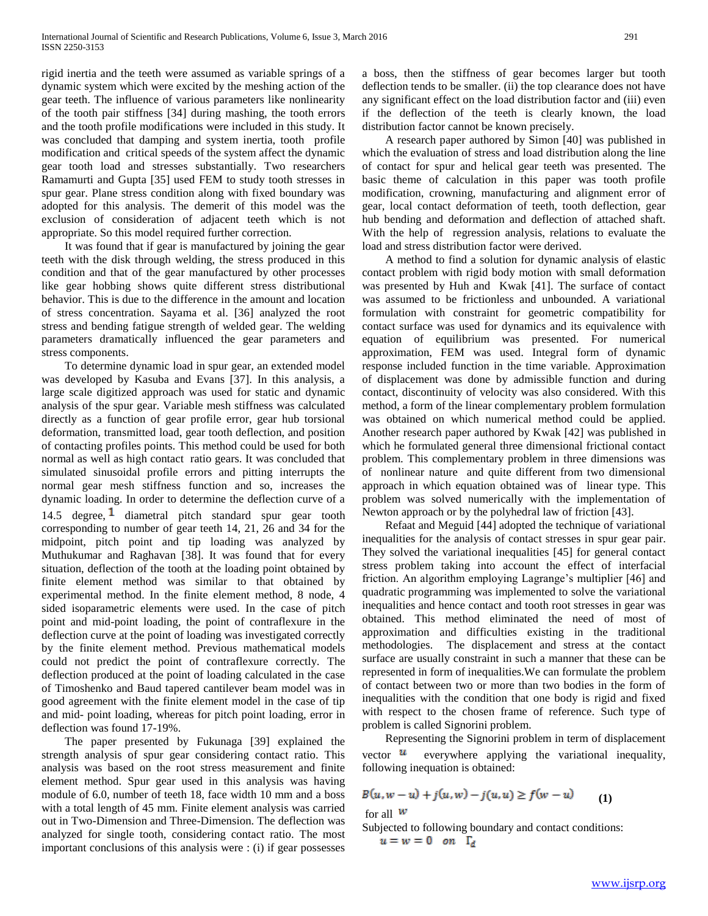rigid inertia and the teeth were assumed as variable springs of a dynamic system which were excited by the meshing action of the gear teeth. The influence of various parameters like nonlinearity of the tooth pair stiffness [34] during mashing, the tooth errors and the tooth profile modifications were included in this study. It was concluded that damping and system inertia, tooth profile modification and critical speeds of the system affect the dynamic gear tooth load and stresses substantially. Two researchers Ramamurti and Gupta [35] used FEM to study tooth stresses in spur gear. Plane stress condition along with fixed boundary was adopted for this analysis. The demerit of this model was the exclusion of consideration of adjacent teeth which is not appropriate. So this model required further correction.

It was found that if gear is manufactured by joining the gear teeth with the disk through welding, the stress produced in this condition and that of the gear manufactured by other processes like gear hobbing shows quite different stress distributional behavior. This is due to the difference in the amount and location of stress concentration. Sayama et al. [36] analyzed the root stress and bending fatigue strength of welded gear. The welding parameters dramatically influenced the gear parameters and stress components.

To determine dynamic load in spur gear, an extended model was developed by Kasuba and Evans [37]. In this analysis, a large scale digitized approach was used for static and dynamic analysis of the spur gear. Variable mesh stiffness was calculated directly as a function of gear profile error, gear hub torsional deformation, transmitted load, gear tooth deflection, and position of contacting profiles points. This method could be used for both normal as well as high contact ratio gears. It was concluded that simulated sinusoidal profile errors and pitting interrupts the normal gear mesh stiffness function and so, increases the dynamic loading. In order to determine the deflection curve of a 14.5 degree, 1 diametral pitch standard spur gear tooth corresponding to number of gear teeth 14, 21, 26 and 34 for the midpoint, pitch point and tip loading was analyzed by Muthukumar and Raghavan [38]. It was found that for every situation, deflection of the tooth at the loading point obtained by finite element method was similar to that obtained by experimental method. In the finite element method, 8 node, 4 sided isoparametric elements were used. In the case of pitch point and mid-point loading, the point of contraflexure in the deflection curve at the point of loading was investigated correctly by the finite element method. Previous mathematical models could not predict the point of contraflexure correctly. The deflection produced at the point of loading calculated in the case of Timoshenko and Baud tapered cantilever beam model was in good agreement with the finite element model in the case of tip and mid- point loading, whereas for pitch point loading, error in deflection was found 17-19%.

The paper presented by Fukunaga [39] explained the strength analysis of spur gear considering contact ratio. This analysis was based on the root stress measurement and finite element method. Spur gear used in this analysis was having module of 6.0, number of teeth 18, face width 10 mm and a boss with a total length of 45 mm. Finite element analysis was carried out in Two-Dimension and Three-Dimension. The deflection was analyzed for single tooth, considering contact ratio. The most important conclusions of this analysis were : (i) if gear possesses a boss, then the stiffness of gear becomes larger but tooth deflection tends to be smaller. (ii) the top clearance does not have any significant effect on the load distribution factor and (iii) even if the deflection of the teeth is clearly known, the load distribution factor cannot be known precisely.

A research paper authored by Simon [40] was published in which the evaluation of stress and load distribution along the line of contact for spur and helical gear teeth was presented. The basic theme of calculation in this paper was tooth profile modification, crowning, manufacturing and alignment error of gear, local contact deformation of teeth, tooth deflection, gear hub bending and deformation and deflection of attached shaft. With the help of regression analysis, relations to evaluate the load and stress distribution factor were derived.

A method to find a solution for dynamic analysis of elastic contact problem with rigid body motion with small deformation was presented by Huh and Kwak [41]. The surface of contact was assumed to be frictionless and unbounded. A variational formulation with constraint for geometric compatibility for contact surface was used for dynamics and its equivalence with equation of equilibrium was presented. For numerical approximation, FEM was used. Integral form of dynamic response included function in the time variable. Approximation of displacement was done by admissible function and during contact, discontinuity of velocity was also considered. With this method, a form of the linear complementary problem formulation was obtained on which numerical method could be applied. Another research paper authored by Kwak [42] was published in which he formulated general three dimensional frictional contact problem. This complementary problem in three dimensions was of nonlinear nature and quite different from two dimensional approach in which equation obtained was of linear type. This problem was solved numerically with the implementation of Newton approach or by the polyhedral law of friction [43].

Refaat and Meguid [44] adopted the technique of variational inequalities for the analysis of contact stresses in spur gear pair. They solved the variational inequalities [45] for general contact stress problem taking into account the effect of interfacial friction. An algorithm employing Lagrange's multiplier [46] and quadratic programming was implemented to solve the variational inequalities and hence contact and tooth root stresses in gear was obtained. This method eliminated the need of most of approximation and difficulties existing in the traditional methodologies. The displacement and stress at the contact surface are usually constraint in such a manner that these can be represented in form of inequalities.We can formulate the problem of contact between two or more than two bodies in the form of inequalities with the condition that one body is rigid and fixed with respect to the chosen frame of reference. Such type of problem is called Signorini problem.

Representing the Signorini problem in term of displacement vector $u$ everywhere applying the variational inequality, following inequation is obtained:

$$B(u, w-u) + j(u, w) - j(u, u) \geq f(w-u) \qquad \textbf{(1)}$$

for all $w$

Subjected to following boundary and contact conditions:

$$u = w = 0 \quad on \quad \Gamma_d$$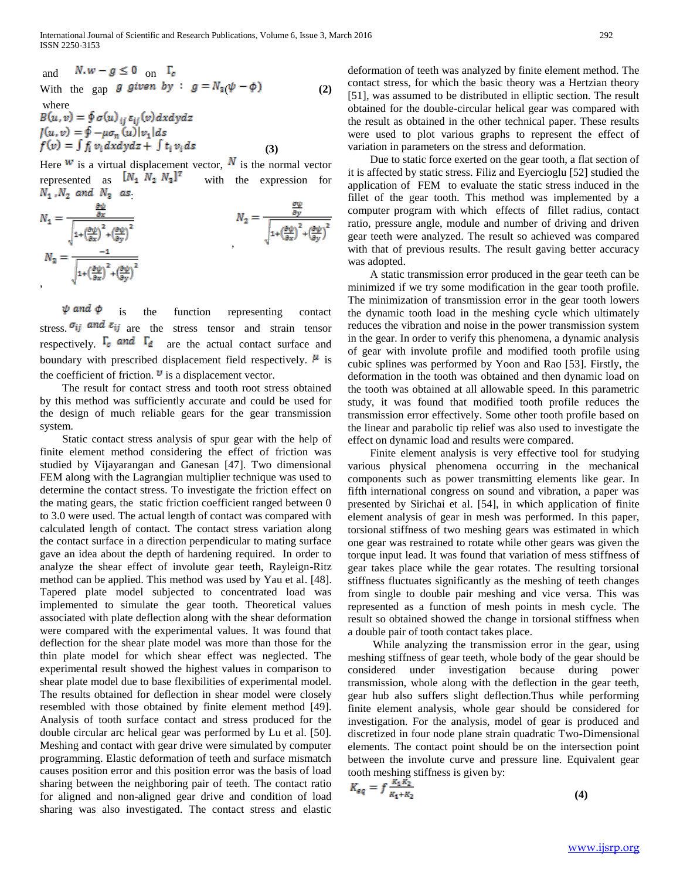and $N.w - g \leq 0$ on $\Gamma_c$

With the gap $g$ given by : $g = N_3(\psi - \phi)$ **(2)**

where

$$B(u,v) = \oint \sigma(u)_{ij}\,\varepsilon_{ij}(v)dxdydz$$
$$J(u,v) = \oint -\mu\sigma_n(u)|v_1|ds$$
$$f(v) = \int f_i\,v_i dxdydz + \int t_i\,v_i ds \qquad \textbf{(3)}$$

Here $w$ is a virtual displacement vector, $N$ is the normal vector represented as $[N_1\ N_2\ N_3]^T$ with the expression for $N_1, N_2$ and $N_3$ as:

$$N_1 = \frac{\frac{\partial\psi}{\partial x}}{\sqrt{1+\left(\frac{\partial\psi}{\partial x}\right)^2+\left(\frac{\partial\psi}{\partial y}\right)^2}}, \quad N_2 = \frac{\frac{\partial\psi}{\partial y}}{\sqrt{1+\left(\frac{\partial\psi}{\partial x}\right)^2+\left(\frac{\partial\psi}{\partial y}\right)^2}},$$
$$N_3 = \frac{-1}{\sqrt{1+\left(\frac{\partial\psi}{\partial x}\right)^2+\left(\frac{\partial\psi}{\partial y}\right)^2}},$$

$\psi$ and $\phi$ is the function representing contact stress. $\sigma_{ij}$ and $\varepsilon_{ij}$ are the stress tensor and strain tensor respectively. $\Gamma_c$ and $\Gamma_d$ are the actual contact surface and boundary with prescribed displacement field respectively. $\mu$ is the coefficient of friction. $v$ is a displacement vector.

The result for contact stress and tooth root stress obtained by this method was sufficiently accurate and could be used for the design of much reliable gears for the gear transmission system.

Static contact stress analysis of spur gear with the help of finite element method considering the effect of friction was studied by Vijayarangan and Ganesan [47]. Two dimensional FEM along with the Lagrangian multiplier technique was used to determine the contact stress. To investigate the friction effect on the mating gears, the static friction coefficient ranged between 0 to 3.0 were used. The actual length of contact was compared with calculated length of contact. The contact stress variation along the contact surface in a direction perpendicular to mating surface gave an idea about the depth of hardening required. In order to analyze the shear effect of involute gear teeth, Rayleign-Ritz method can be applied. This method was used by Yau et al. [48]. Tapered plate model subjected to concentrated load was implemented to simulate the gear tooth. Theoretical values associated with plate deflection along with the shear deformation were compared with the experimental values. It was found that deflection for the shear plate model was more than those for the thin plate model for which shear effect was neglected. The experimental result showed the highest values in comparison to shear plate model due to base flexibilities of experimental model. The results obtained for deflection in shear model were closely resembled with those obtained by finite element method [49]. Analysis of tooth surface contact and stress produced for the double circular arc helical gear was performed by Lu et al. [50]. Meshing and contact with gear drive were simulated by computer programming. Elastic deformation of teeth and surface mismatch causes position error and this position error was the basis of load sharing between the neighboring pair of teeth. The contact ratio for aligned and non-aligned gear drive and condition of load sharing was also investigated. The contact stress and elastic deformation of teeth was analyzed by finite element method. The contact stress, for which the basic theory was a Hertzian theory [51], was assumed to be distributed in elliptic section. The result obtained for the double-circular helical gear was compared with the result as obtained in the other technical paper. These results were used to plot various graphs to represent the effect of variation in parameters on the stress and deformation.

Due to static force exerted on the gear tooth, a flat section of it is affected by static stress. Filiz and Eyercioglu [52] studied the application of FEM to evaluate the static stress induced in the fillet of the gear tooth. This method was implemented by a computer program with which effects of fillet radius, contact ratio, pressure angle, module and number of driving and driven gear teeth were analyzed. The result so achieved was compared with that of previous results. The result gaving better accuracy was adopted.

A static transmission error produced in the gear teeth can be minimized if we try some modification in the gear tooth profile. The minimization of transmission error in the gear tooth lowers the dynamic tooth load in the meshing cycle which ultimately reduces the vibration and noise in the power transmission system in the gear. In order to verify this phenomena, a dynamic analysis of gear with involute profile and modified tooth profile using cubic splines was performed by Yoon and Rao [53]. Firstly, the deformation in the tooth was obtained and then dynamic load on the tooth was obtained at all allowable speed. In this parametric study, it was found that modified tooth profile reduces the transmission error effectively. Some other tooth profile based on the linear and parabolic tip relief was also used to investigate the effect on dynamic load and results were compared.

Finite element analysis is very effective tool for studying various physical phenomena occurring in the mechanical components such as power transmitting elements like gear. In fifth international congress on sound and vibration, a paper was presented by Sirichai et al. [54], in which application of finite element analysis of gear in mesh was performed. In this paper, torsional stiffness of two meshing gears was estimated in which one gear was restrained to rotate while other gears was given the torque input lead. It was found that variation of mess stiffness of gear takes place while the gear rotates. The resulting torsional stiffness fluctuates significantly as the meshing of teeth changes from single to double pair meshing and vice versa. This was represented as a function of mesh points in mesh cycle. The result so obtained showed the change in torsional stiffness when a double pair of tooth contact takes place.

While analyzing the transmission error in the gear, using meshing stiffness of gear teeth, whole body of the gear should be considered under investigation because during power transmission, whole along with the deflection in the gear teeth, gear hub also suffers slight deflection.Thus while performing finite element analysis, whole gear should be considered for investigation. For the analysis, model of gear is produced and discretized in four node plane strain quadratic Two-Dimensional elements. The contact point should be on the intersection point between the involute curve and pressure line. Equivalent gear tooth meshing stiffness is given by:

$$K_{eq} = f\,\frac{K_1 K_2}{K_1 + K_2} \qquad \textbf{(4)}$$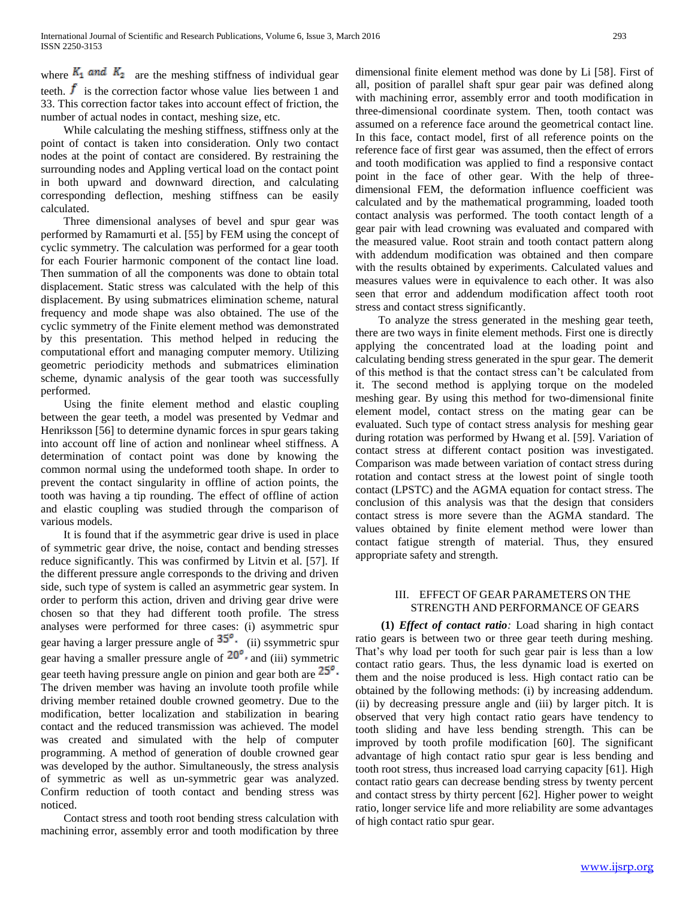where $K_1$ and $K_2$ are the meshing stiffness of individual gear teeth. $f$ is the correction factor whose value lies between 1 and 33. This correction factor takes into account effect of friction, the number of actual nodes in contact, meshing size, etc.

While calculating the meshing stiffness, stiffness only at the point of contact is taken into consideration. Only two contact nodes at the point of contact are considered. By restraining the surrounding nodes and Appling vertical load on the contact point in both upward and downward direction, and calculating corresponding deflection, meshing stiffness can be easily calculated.

Three dimensional analyses of bevel and spur gear was performed by Ramamurti et al. [55] by FEM using the concept of cyclic symmetry. The calculation was performed for a gear tooth for each Fourier harmonic component of the contact line load. Then summation of all the components was done to obtain total displacement. Static stress was calculated with the help of this displacement. By using submatrices elimination scheme, natural frequency and mode shape was also obtained. The use of the cyclic symmetry of the Finite element method was demonstrated by this presentation. This method helped in reducing the computational effort and managing computer memory. Utilizing geometric periodicity methods and submatrices elimination scheme, dynamic analysis of the gear tooth was successfully performed.

Using the finite element method and elastic coupling between the gear teeth, a model was presented by Vedmar and Henriksson [56] to determine dynamic forces in spur gears taking into account off line of action and nonlinear wheel stiffness. A determination of contact point was done by knowing the common normal using the undeformed tooth shape. In order to prevent the contact singularity in offline of action points, the tooth was having a tip rounding. The effect of offline of action and elastic coupling was studied through the comparison of various models.

It is found that if the asymmetric gear drive is used in place of symmetric gear drive, the noise, contact and bending stresses reduce significantly. This was confirmed by Litvin et al. [57]. If the different pressure angle corresponds to the driving and driven side, such type of system is called an asymmetric gear system. In order to perform this action, driven and driving gear drive were chosen so that they had different tooth profile. The stress analyses were performed for three cases: (i) asymmetric spur gear having a larger pressure angle of $35^o$. (ii) ssymmetric spur gear having a smaller pressure angle of $20^o$, and (iii) symmetric gear teeth having pressure angle on pinion and gear both are $25^o$. The driven member was having an involute tooth profile while driving member retained double crowned geometry. Due to the modification, better localization and stabilization in bearing contact and the reduced transmission was achieved. The model was created and simulated with the help of computer programming. A method of generation of double crowned gear was developed by the author. Simultaneously, the stress analysis of symmetric as well as un-symmetric gear was analyzed. Confirm reduction of tooth contact and bending stress was noticed.

Contact stress and tooth root bending stress calculation with machining error, assembly error and tooth modification by three dimensional finite element method was done by Li [58]. First of all, position of parallel shaft spur gear pair was defined along with machining error, assembly error and tooth modification in three-dimensional coordinate system. Then, tooth contact was assumed on a reference face around the geometrical contact line. In this face, contact model, first of all reference points on the reference face of first gear was assumed, then the effect of errors and tooth modification was applied to find a responsive contact point in the face of other gear. With the help of three-dimensional FEM, the deformation influence coefficient was calculated and by the mathematical programming, loaded tooth contact analysis was performed. The tooth contact length of a gear pair with lead crowning was evaluated and compared with the measured value. Root strain and tooth contact pattern along with addendum modification was obtained and then compare with the results obtained by experiments. Calculated values and measures values were in equivalence to each other. It was also seen that error and addendum modification affect tooth root stress and contact stress significantly.

To analyze the stress generated in the meshing gear teeth, there are two ways in finite element methods. First one is directly applying the concentrated load at the loading point and calculating bending stress generated in the spur gear. The demerit of this method is that the contact stress can't be calculated from it. The second method is applying torque on the modeled meshing gear. By using this method for two-dimensional finite element model, contact stress on the mating gear can be evaluated. Such type of contact stress analysis for meshing gear during rotation was performed by Hwang et al. [59]. Variation of contact stress at different contact position was investigated. Comparison was made between variation of contact stress during rotation and contact stress at the lowest point of single tooth contact (LPSTC) and the AGMA equation for contact stress. The conclusion of this analysis was that the design that considers contact stress is more severe than the AGMA standard. The values obtained by finite element method were lower than contact fatigue strength of material. Thus, they ensured appropriate safety and strength.

## III. EFFECT OF GEAR PARAMETERS ON THE STRENGTH AND PERFORMANCE OF GEARS

**(1)** ***Effect of contact ratio****:* Load sharing in high contact ratio gears is between two or three gear teeth during meshing. That's why load per tooth for such gear pair is less than a low contact ratio gears. Thus, the less dynamic load is exerted on them and the noise produced is less. High contact ratio can be obtained by the following methods: (i) by increasing addendum. (ii) by decreasing pressure angle and (iii) by larger pitch. It is observed that very high contact ratio gears have tendency to tooth sliding and have less bending strength. This can be improved by tooth profile modification [60]. The significant advantage of high contact ratio spur gear is less bending and tooth root stress, thus increased load carrying capacity [61]. High contact ratio gears can decrease bending stress by twenty percent and contact stress by thirty percent [62]. Higher power to weight ratio, longer service life and more reliability are some advantages of high contact ratio spur gear.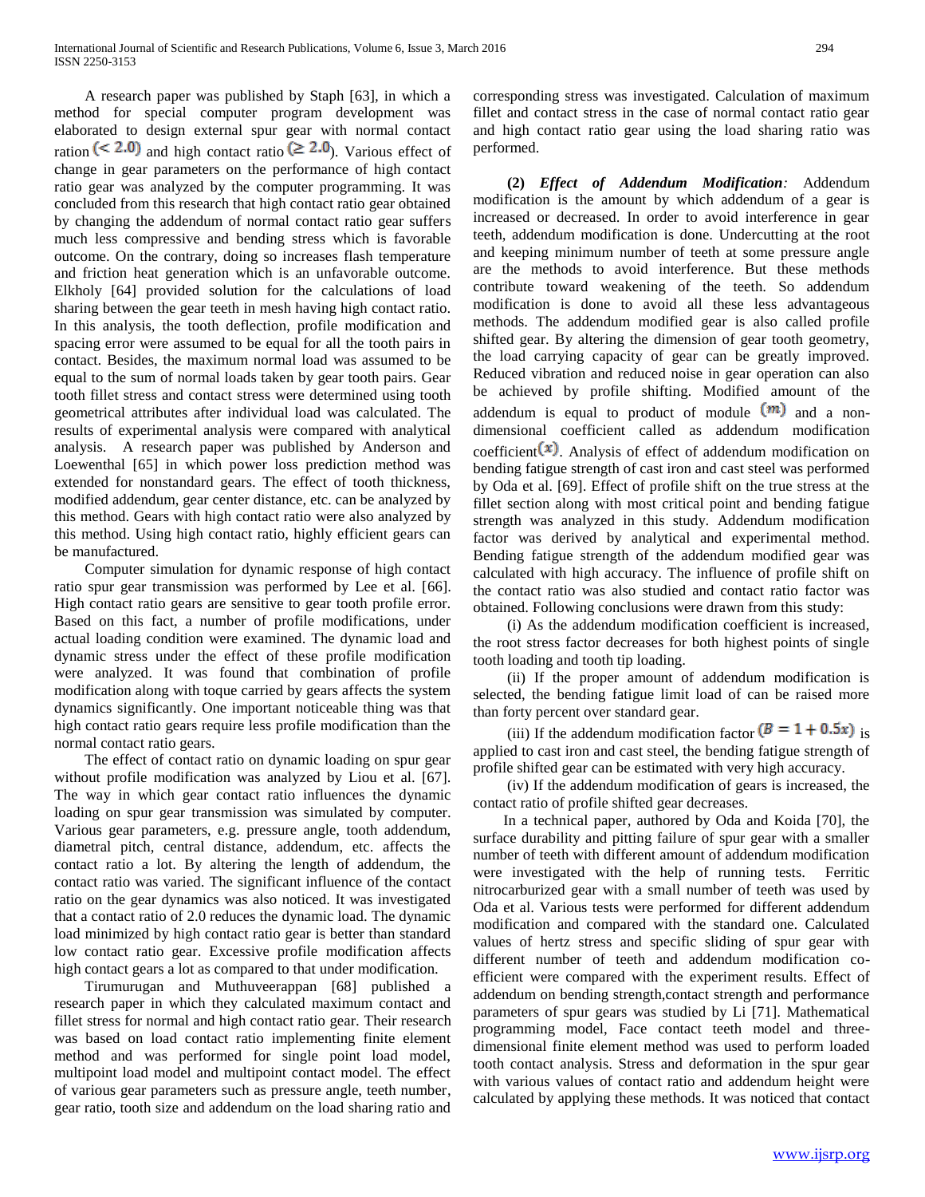A research paper was published by Staph [63], in which a method for special computer program development was elaborated to design external spur gear with normal contact ration $(< 2.0)$ and high contact ratio $(\geq 2.0)$. Various effect of change in gear parameters on the performance of high contact ratio gear was analyzed by the computer programming. It was concluded from this research that high contact ratio gear obtained by changing the addendum of normal contact ratio gear suffers much less compressive and bending stress which is favorable outcome. On the contrary, doing so increases flash temperature and friction heat generation which is an unfavorable outcome. Elkholy [64] provided solution for the calculations of load sharing between the gear teeth in mesh having high contact ratio. In this analysis, the tooth deflection, profile modification and spacing error were assumed to be equal for all the tooth pairs in contact. Besides, the maximum normal load was assumed to be equal to the sum of normal loads taken by gear tooth pairs. Gear tooth fillet stress and contact stress were determined using tooth geometrical attributes after individual load was calculated. The results of experimental analysis were compared with analytical analysis. A research paper was published by Anderson and Loewenthal [65] in which power loss prediction method was extended for nonstandard gears. The effect of tooth thickness, modified addendum, gear center distance, etc. can be analyzed by this method. Gears with high contact ratio were also analyzed by this method. Using high contact ratio, highly efficient gears can be manufactured.

Computer simulation for dynamic response of high contact ratio spur gear transmission was performed by Lee et al. [66]. High contact ratio gears are sensitive to gear tooth profile error. Based on this fact, a number of profile modifications, under actual loading condition were examined. The dynamic load and dynamic stress under the effect of these profile modification were analyzed. It was found that combination of profile modification along with toque carried by gears affects the system dynamics significantly. One important noticeable thing was that high contact ratio gears require less profile modification than the normal contact ratio gears.

The effect of contact ratio on dynamic loading on spur gear without profile modification was analyzed by Liou et al. [67]. The way in which gear contact ratio influences the dynamic loading on spur gear transmission was simulated by computer. Various gear parameters, e.g. pressure angle, tooth addendum, diametral pitch, central distance, addendum, etc. affects the contact ratio a lot. By altering the length of addendum, the contact ratio was varied. The significant influence of the contact ratio on the gear dynamics was also noticed. It was investigated that a contact ratio of 2.0 reduces the dynamic load. The dynamic load minimized by high contact ratio gear is better than standard low contact ratio gear. Excessive profile modification affects high contact gears a lot as compared to that under modification.

Tirumurugan and Muthuveerappan [68] published a research paper in which they calculated maximum contact and fillet stress for normal and high contact ratio gear. Their research was based on load contact ratio implementing finite element method and was performed for single point load model, multipoint load model and multipoint contact model. The effect of various gear parameters such as pressure angle, teeth number, gear ratio, tooth size and addendum on the load sharing ratio and corresponding stress was investigated. Calculation of maximum fillet and contact stress in the case of normal contact ratio gear and high contact ratio gear using the load sharing ratio was performed.

**(2)** ***Effect of Addendum Modification:*** Addendum modification is the amount by which addendum of a gear is increased or decreased. In order to avoid interference in gear teeth, addendum modification is done. Undercutting at the root and keeping minimum number of teeth at some pressure angle are the methods to avoid interference. But these methods contribute toward weakening of the teeth. So addendum modification is done to avoid all these less advantageous methods. The addendum modified gear is also called profile shifted gear. By altering the dimension of gear tooth geometry, the load carrying capacity of gear can be greatly improved. Reduced vibration and reduced noise in gear operation can also be achieved by profile shifting. Modified amount of the addendum is equal to product of module $(m)$ and a non-dimensional coefficient called as addendum modification coefficient$(x)$. Analysis of effect of addendum modification on bending fatigue strength of cast iron and cast steel was performed by Oda et al. [69]. Effect of profile shift on the true stress at the fillet section along with most critical point and bending fatigue strength was analyzed in this study. Addendum modification factor was derived by analytical and experimental method. Bending fatigue strength of the addendum modified gear was calculated with high accuracy. The influence of profile shift on the contact ratio was also studied and contact ratio factor was obtained. Following conclusions were drawn from this study:

(i) As the addendum modification coefficient is increased, the root stress factor decreases for both highest points of single tooth loading and tooth tip loading.

(ii) If the proper amount of addendum modification is selected, the bending fatigue limit load of can be raised more than forty percent over standard gear.

(iii) If the addendum modification factor $(B = 1 + 0.5x)$ is applied to cast iron and cast steel, the bending fatigue strength of profile shifted gear can be estimated with very high accuracy.

(iv) If the addendum modification of gears is increased, the contact ratio of profile shifted gear decreases.

In a technical paper, authored by Oda and Koida [70], the surface durability and pitting failure of spur gear with a smaller number of teeth with different amount of addendum modification were investigated with the help of running tests. Ferritic nitrocarburized gear with a small number of teeth was used by Oda et al. Various tests were performed for different addendum modification and compared with the standard one. Calculated values of hertz stress and specific sliding of spur gear with different number of teeth and addendum modification co-efficient were compared with the experiment results. Effect of addendum on bending strength,contact strength and performance parameters of spur gears was studied by Li [71]. Mathematical programming model, Face contact teeth model and three-dimensional finite element method was used to perform loaded tooth contact analysis. Stress and deformation in the spur gear with various values of contact ratio and addendum height were calculated by applying these methods. It was noticed that contact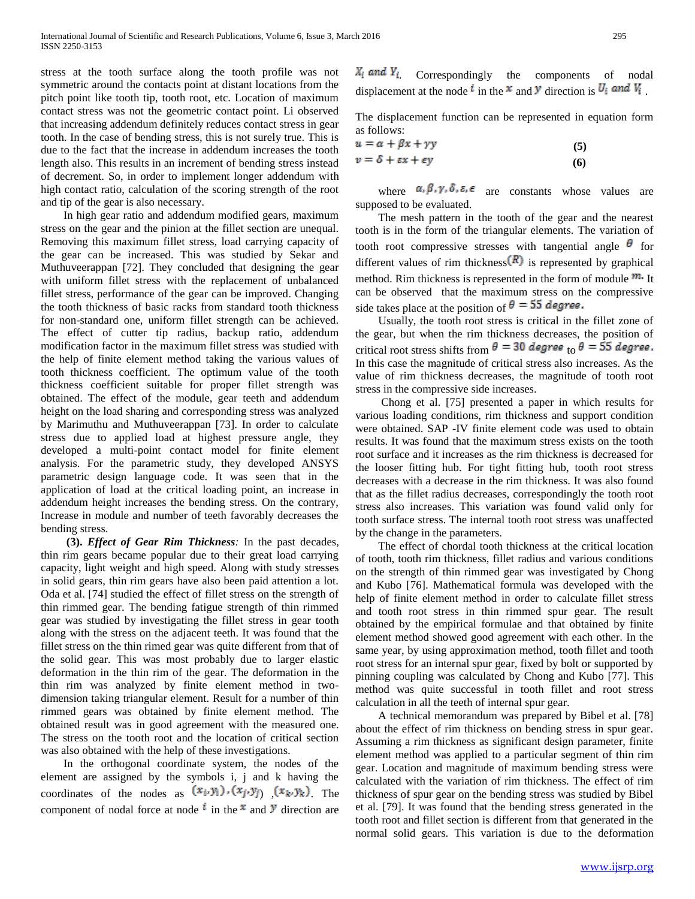stress at the tooth surface along the tooth profile was not symmetric around the contacts point at distant locations from the pitch point like tooth tip, tooth root, etc. Location of maximum contact stress was not the geometric contact point. Li observed that increasing addendum definitely reduces contact stress in gear tooth. In the case of bending stress, this is not surely true. This is due to the fact that the increase in addendum increases the tooth length also. This results in an increment of bending stress instead of decrement. So, in order to implement longer addendum with high contact ratio, calculation of the scoring strength of the root and tip of the gear is also necessary.

In high gear ratio and addendum modified gears, maximum stress on the gear and the pinion at the fillet section are unequal. Removing this maximum fillet stress, load carrying capacity of the gear can be increased. This was studied by Sekar and Muthuveerappan [72]. They concluded that designing the gear with uniform fillet stress with the replacement of unbalanced fillet stress, performance of the gear can be improved. Changing the tooth thickness of basic racks from standard tooth thickness for non-standard one, uniform fillet strength can be achieved. The effect of cutter tip radius, backup ratio, addendum modification factor in the maximum fillet stress was studied with the help of finite element method taking the various values of tooth thickness coefficient. The optimum value of the tooth thickness coefficient suitable for proper fillet strength was obtained. The effect of the module, gear teeth and addendum height on the load sharing and corresponding stress was analyzed by Marimuthu and Muthuveerappan [73]. In order to calculate stress due to applied load at highest pressure angle, they developed a multi-point contact model for finite element analysis. For the parametric study, they developed ANSYS parametric design language code. It was seen that in the application of load at the critical loading point, an increase in addendum height increases the bending stress. On the contrary, Increase in module and number of teeth favorably decreases the bending stress.

**(3).** ***Effect of Gear Rim Thickness****:* In the past decades, thin rim gears became popular due to their great load carrying capacity, light weight and high speed. Along with study stresses in solid gears, thin rim gears have also been paid attention a lot. Oda et al. [74] studied the effect of fillet stress on the strength of thin rimmed gear. The bending fatigue strength of thin rimmed gear was studied by investigating the fillet stress in gear tooth along with the stress on the adjacent teeth. It was found that the fillet stress on the thin rimed gear was quite different from that of the solid gear. This was most probably due to larger elastic deformation in the thin rim of the gear. The deformation in the thin rim was analyzed by finite element method in two-dimension taking triangular element. Result for a number of thin rimmed gears was obtained by finite element method. The obtained result was in good agreement with the measured one. The stress on the tooth root and the location of critical section was also obtained with the help of these investigations.

In the orthogonal coordinate system, the nodes of the element are assigned by the symbols i, j and k having the coordinates of the nodes as $(x_i, y_i), (x_j, y_j), (x_k, y_k)$. The component of nodal force at node $i$ in the $x$ and $y$ direction are $X_i$ and $Y_i$. Correspondingly the components of nodal displacement at the node $i$ in the $x$ and $y$ direction is $U_i$ and $V_i$.

The displacement function can be represented in equation form as follows:

$$u = \alpha + \beta x + \gamma y \quad (5)$$

$$v = \delta + \varepsilon x + \epsilon y \quad (6)$$

where $\alpha, \beta, \gamma, \delta, \varepsilon, \epsilon$ are constants whose values are supposed to be evaluated.

The mesh pattern in the tooth of the gear and the nearest tooth is in the form of the triangular elements. The variation of tooth root compressive stresses with tangential angle $\theta$ for different values of rim thickness$(R)$ is represented by graphical method. Rim thickness is represented in the form of module $m$. It can be observed that the maximum stress on the compressive side takes place at the position of $\theta = 55$ *degree*.

Usually, the tooth root stress is critical in the fillet zone of the gear, but when the rim thickness decreases, the position of critical root stress shifts from $\theta = 30$ *degree* to $\theta = 55$ *degree*. In this case the magnitude of critical stress also increases. As the value of rim thickness decreases, the magnitude of tooth root stress in the compressive side increases.

Chong et al. [75] presented a paper in which results for various loading conditions, rim thickness and support condition were obtained. SAP -IV finite element code was used to obtain results. It was found that the maximum stress exists on the tooth root surface and it increases as the rim thickness is decreased for the looser fitting hub. For tight fitting hub, tooth root stress decreases with a decrease in the rim thickness. It was also found that as the fillet radius decreases, correspondingly the tooth root stress also increases. This variation was found valid only for tooth surface stress. The internal tooth root stress was unaffected by the change in the parameters.

The effect of chordal tooth thickness at the critical location of tooth, tooth rim thickness, fillet radius and various conditions on the strength of thin rimmed gear was investigated by Chong and Kubo [76]. Mathematical formula was developed with the help of finite element method in order to calculate fillet stress and tooth root stress in thin rimmed spur gear. The result obtained by the empirical formulae and that obtained by finite element method showed good agreement with each other. In the same year, by using approximation method, tooth fillet and tooth root stress for an internal spur gear, fixed by bolt or supported by pinning coupling was calculated by Chong and Kubo [77]. This method was quite successful in tooth fillet and root stress calculation in all the teeth of internal spur gear.

A technical memorandum was prepared by Bibel et al. [78] about the effect of rim thickness on bending stress in spur gear. Assuming a rim thickness as significant design parameter, finite element method was applied to a particular segment of thin rim gear. Location and magnitude of maximum bending stress were calculated with the variation of rim thickness. The effect of rim thickness of spur gear on the bending stress was studied by Bibel et al. [79]. It was found that the bending stress generated in the tooth root and fillet section is different from that generated in the normal solid gears. This variation is due to the deformation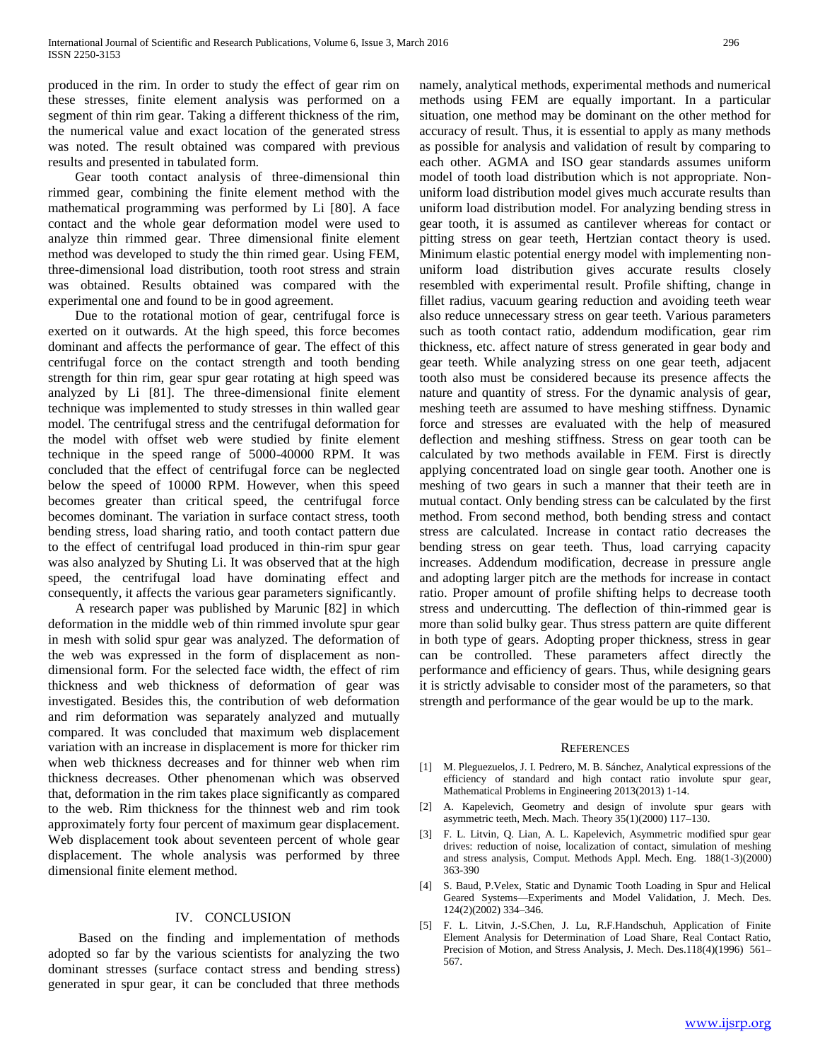produced in the rim. In order to study the effect of gear rim on these stresses, finite element analysis was performed on a segment of thin rim gear. Taking a different thickness of the rim, the numerical value and exact location of the generated stress was noted. The result obtained was compared with previous results and presented in tabulated form.

Gear tooth contact analysis of three-dimensional thin rimmed gear, combining the finite element method with the mathematical programming was performed by Li [80]. A face contact and the whole gear deformation model were used to analyze thin rimmed gear. Three dimensional finite element method was developed to study the thin rimed gear. Using FEM, three-dimensional load distribution, tooth root stress and strain was obtained. Results obtained was compared with the experimental one and found to be in good agreement.

Due to the rotational motion of gear, centrifugal force is exerted on it outwards. At the high speed, this force becomes dominant and affects the performance of gear. The effect of this centrifugal force on the contact strength and tooth bending strength for thin rim, gear spur gear rotating at high speed was analyzed by Li [81]. The three-dimensional finite element technique was implemented to study stresses in thin walled gear model. The centrifugal stress and the centrifugal deformation for the model with offset web were studied by finite element technique in the speed range of 5000-40000 RPM. It was concluded that the effect of centrifugal force can be neglected below the speed of 10000 RPM. However, when this speed becomes greater than critical speed, the centrifugal force becomes dominant. The variation in surface contact stress, tooth bending stress, load sharing ratio, and tooth contact pattern due to the effect of centrifugal load produced in thin-rim spur gear was also analyzed by Shuting Li. It was observed that at the high speed, the centrifugal load have dominating effect and consequently, it affects the various gear parameters significantly.

A research paper was published by Marunic [82] in which deformation in the middle web of thin rimmed involute spur gear in mesh with solid spur gear was analyzed. The deformation of the web was expressed in the form of displacement as non-dimensional form. For the selected face width, the effect of rim thickness and web thickness of deformation of gear was investigated. Besides this, the contribution of web deformation and rim deformation was separately analyzed and mutually compared. It was concluded that maximum web displacement variation with an increase in displacement is more for thicker rim when web thickness decreases and for thinner web when rim thickness decreases. Other phenomenan which was observed that, deformation in the rim takes place significantly as compared to the web. Rim thickness for the thinnest web and rim took approximately forty four percent of maximum gear displacement. Web displacement took about seventeen percent of whole gear displacement. The whole analysis was performed by three dimensional finite element method.

## IV. CONCLUSION

Based on the finding and implementation of methods adopted so far by the various scientists for analyzing the two dominant stresses (surface contact stress and bending stress) generated in spur gear, it can be concluded that three methods namely, analytical methods, experimental methods and numerical methods using FEM are equally important. In a particular situation, one method may be dominant on the other method for accuracy of result. Thus, it is essential to apply as many methods as possible for analysis and validation of result by comparing to each other. AGMA and ISO gear standards assumes uniform model of tooth load distribution which is not appropriate. Non-uniform load distribution model gives much accurate results than uniform load distribution model. For analyzing bending stress in gear tooth, it is assumed as cantilever whereas for contact or pitting stress on gear teeth, Hertzian contact theory is used. Minimum elastic potential energy model with implementing non-uniform load distribution gives accurate results closely resembled with experimental result. Profile shifting, change in fillet radius, vacuum gearing reduction and avoiding teeth wear also reduce unnecessary stress on gear teeth. Various parameters such as tooth contact ratio, addendum modification, gear rim thickness, etc. affect nature of stress generated in gear body and gear teeth. While analyzing stress on one gear teeth, adjacent tooth also must be considered because its presence affects the nature and quantity of stress. For the dynamic analysis of gear, meshing teeth are assumed to have meshing stiffness. Dynamic force and stresses are evaluated with the help of measured deflection and meshing stiffness. Stress on gear tooth can be calculated by two methods available in FEM. First is directly applying concentrated load on single gear tooth. Another one is meshing of two gears in such a manner that their teeth are in mutual contact. Only bending stress can be calculated by the first method. From second method, both bending stress and contact stress are calculated. Increase in contact ratio decreases the bending stress on gear teeth. Thus, load carrying capacity increases. Addendum modification, decrease in pressure angle and adopting larger pitch are the methods for increase in contact ratio. Proper amount of profile shifting helps to decrease tooth stress and undercutting. The deflection of thin-rimmed gear is more than solid bulky gear. Thus stress pattern are quite different in both type of gears. Adopting proper thickness, stress in gear can be controlled. These parameters affect directly the performance and efficiency of gears. Thus, while designing gears it is strictly advisable to consider most of the parameters, so that strength and performance of the gear would be up to the mark.

## REFERENCES

[1] M. Pleguezuelos, J. I. Pedrero, M. B. Sánchez, Analytical expressions of the efficiency of standard and high contact ratio involute spur gear, Mathematical Problems in Engineering 2013(2013) 1-14.

[2] A. Kapelevich, Geometry and design of involute spur gears with asymmetric teeth, Mech. Mach. Theory 35(1)(2000) 117–130.

[3] F. L. Litvin, Q. Lian, A. L. Kapelevich, Asymmetric modified spur gear drives: reduction of noise, localization of contact, simulation of meshing and stress analysis, Comput. Methods Appl. Mech. Eng. 188(1-3)(2000) 363-390

[4] S. Baud, P.Velex, Static and Dynamic Tooth Loading in Spur and Helical Geared Systems—Experiments and Model Validation, J. Mech. Des. 124(2)(2002) 334–346.

[5] F. L. Litvin, J.-S.Chen, J. Lu, R.F.Handschuh, Application of Finite Element Analysis for Determination of Load Share, Real Contact Ratio, Precision of Motion, and Stress Analysis, J. Mech. Des.118(4)(1996) 561–567.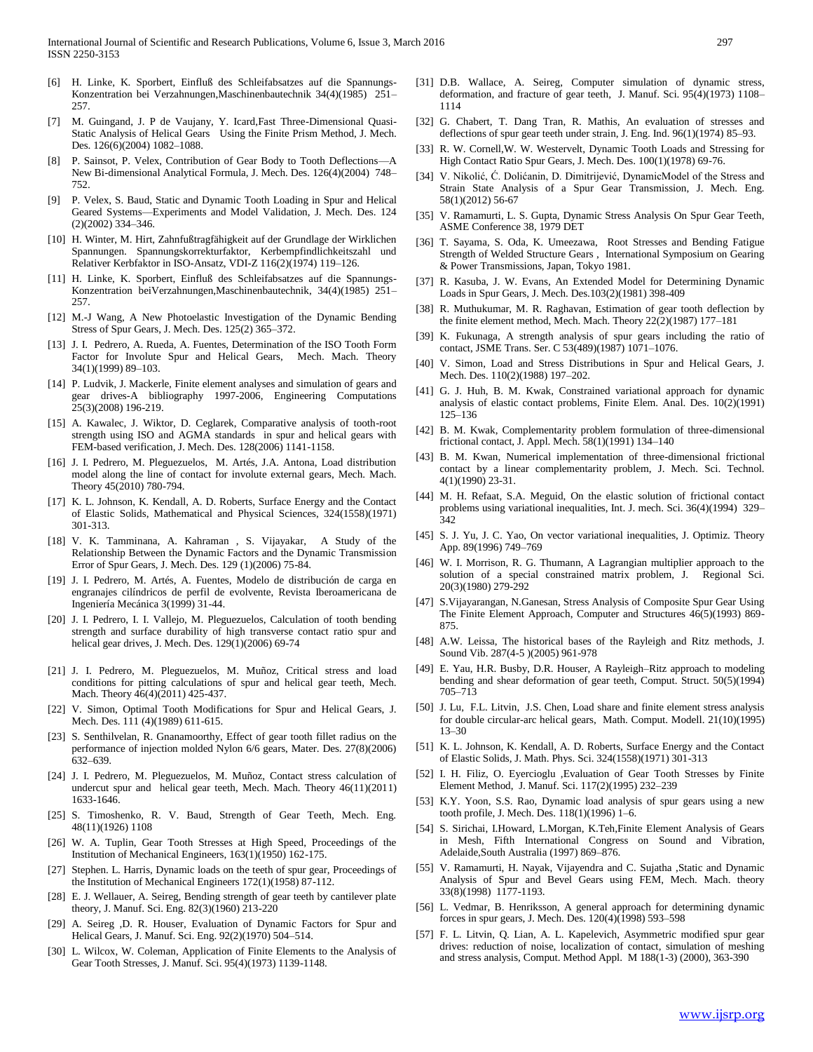[6] H. Linke, K. Sporbert, Einfluß des Schleifabsatzes auf die Spannungs-Konzentration bei Verzahnungen,Maschinenbautechnik 34(4)(1985) 251–257.

[7] M. Guingand, J. P de Vaujany, Y. Icard,Fast Three-Dimensional Quasi-Static Analysis of Helical Gears Using the Finite Prism Method, J. Mech. Des. 126(6)(2004) 1082–1088.

[8] P. Sainsot, P. Velex, Contribution of Gear Body to Tooth Deflections—A New Bi-dimensional Analytical Formula, J. Mech. Des. 126(4)(2004) 748–752.

[9] P. Velex, S. Baud, Static and Dynamic Tooth Loading in Spur and Helical Geared Systems—Experiments and Model Validation, J. Mech. Des. 124 (2)(2002) 334–346.

[10] H. Winter, M. Hirt, Zahnfußtragfähigkeit auf der Grundlage der Wirklichen Spannungen. Spannungskorrekturfaktor, Kerbempfindlichkeitszahl und Relativer Kerbfaktor in ISO-Ansatz, VDI-Z 116(2)(1974) 119–126.

[11] H. Linke, K. Sporbert, Einfluß des Schleifabsatzes auf die Spannungs-Konzentration beiVerzahnungen,Maschinenbautechnik, 34(4)(1985) 251–257.

[12] M.-J Wang, A New Photoelastic Investigation of the Dynamic Bending Stress of Spur Gears, J. Mech. Des. 125(2) 365–372.

[13] J. I. Pedrero, A. Rueda, A. Fuentes, Determination of the ISO Tooth Form Factor for Involute Spur and Helical Gears, Mech. Mach. Theory 34(1)(1999) 89–103.

[14] P. Ludvik, J. Mackerle, Finite element analyses and simulation of gears and gear drives-A bibliography 1997-2006, Engineering Computations 25(3)(2008) 196-219.

[15] A. Kawalec, J. Wiktor, D. Ceglarek, Comparative analysis of tooth-root strength using ISO and AGMA standards in spur and helical gears with FEM-based verification, J. Mech. Des. 128(2006) 1141-1158.

[16] J. I. Pedrero, M. Pleguezuelos, M. Artés, J.A. Antona, Load distribution model along the line of contact for involute external gears, Mech. Mach. Theory 45(2010) 780-794.

[17] K. L. Johnson, K. Kendall, A. D. Roberts, Surface Energy and the Contact of Elastic Solids, Mathematical and Physical Sciences, 324(1558)(1971) 301-313.

[18] V. K. Tamminana, A. Kahraman , S. Vijayakar, A Study of the Relationship Between the Dynamic Factors and the Dynamic Transmission Error of Spur Gears, J. Mech. Des. 129 (1)(2006) 75-84.

[19] J. I. Pedrero, M. Artés, A. Fuentes, Modelo de distribución de carga en engranajes cilíndricos de perfil de evolvente, Revista Iberoamericana de Ingeniería Mecánica 3(1999) 31-44.

[20] J. I. Pedrero, I. I. Vallejo, M. Pleguezuelos, Calculation of tooth bending strength and surface durability of high transverse contact ratio spur and helical gear drives, J. Mech. Des. 129(1)(2006) 69-74

[21] J. I. Pedrero, M. Pleguezuelos, M. Muñoz, Critical stress and load conditions for pitting calculations of spur and helical gear teeth, Mech. Mach. Theory 46(4)(2011) 425-437.

[22] V. Simon, Optimal Tooth Modifications for Spur and Helical Gears, J. Mech. Des. 111 (4)(1989) 611-615.

[23] S. Senthilvelan, R. Gnanamoorthy, Effect of gear tooth fillet radius on the performance of injection molded Nylon 6/6 gears, Mater. Des. 27(8)(2006) 632–639.

[24] J. I. Pedrero, M. Pleguezuelos, M. Muñoz, Contact stress calculation of undercut spur and helical gear teeth, Mech. Mach. Theory 46(11)(2011) 1633-1646.

[25] S. Timoshenko, R. V. Baud, Strength of Gear Teeth, Mech. Eng. 48(11)(1926) 1108

[26] W. A. Tuplin, Gear Tooth Stresses at High Speed, Proceedings of the Institution of Mechanical Engineers, 163(1)(1950) 162-175.

[27] Stephen. L. Harris, Dynamic loads on the teeth of spur gear, Proceedings of the Institution of Mechanical Engineers 172(1)(1958) 87-112.

[28] E. J. Wellauer, A. Seireg, Bending strength of gear teeth by cantilever plate theory, J. Manuf. Sci. Eng. 82(3)(1960) 213-220

[29] A. Seireg ,D. R. Houser, Evaluation of Dynamic Factors for Spur and Helical Gears, J. Manuf. Sci. Eng. 92(2)(1970) 504–514.

[30] L. Wilcox, W. Coleman, Application of Finite Elements to the Analysis of Gear Tooth Stresses, J. Manuf. Sci. 95(4)(1973) 1139-1148.

[31] D.B. Wallace, A. Seireg, Computer simulation of dynamic stress, deformation, and fracture of gear teeth, J. Manuf. Sci. 95(4)(1973) 1108–1114

[32] G. Chabert, T. Dang Tran, R. Mathis, An evaluation of stresses and deflections of spur gear teeth under strain, J. Eng. Ind. 96(1)(1974) 85–93.

[33] R. W. Cornell,W. W. Westervelt, Dynamic Tooth Loads and Stressing for High Contact Ratio Spur Gears, J. Mech. Des. 100(1)(1978) 69-76.

[34] V. Nikolić, Ć. Dolićanin, D. Dimitrijević, DynamicModel of the Stress and Strain State Analysis of a Spur Gear Transmission, J. Mech. Eng. 58(1)(2012) 56-67

[35] V. Ramamurti, L. S. Gupta, Dynamic Stress Analysis On Spur Gear Teeth, ASME Conference 38, 1979 DET

[36] T. Sayama, S. Oda, K. Umeezawa, Root Stresses and Bending Fatigue Strength of Welded Structure Gears , International Symposium on Gearing & Power Transmissions, Japan, Tokyo 1981.

[37] R. Kasuba, J. W. Evans, An Extended Model for Determining Dynamic Loads in Spur Gears, J. Mech. Des.103(2)(1981) 398-409

[38] R. Muthukumar, M. R. Raghavan, Estimation of gear tooth deflection by the finite element method, Mech. Mach. Theory 22(2)(1987) 177–181

[39] K. Fukunaga, A strength analysis of spur gears including the ratio of contact, JSME Trans. Ser. C 53(489)(1987) 1071–1076.

[40] V. Simon, Load and Stress Distributions in Spur and Helical Gears, J. Mech. Des. 110(2)(1988) 197–202.

[41] G. J. Huh, B. M. Kwak, Constrained variational approach for dynamic analysis of elastic contact problems, Finite Elem. Anal. Des. 10(2)(1991) 125–136

[42] B. M. Kwak, Complementarity problem formulation of three-dimensional frictional contact, J. Appl. Mech. 58(1)(1991) 134–140

[43] B. M. Kwan, Numerical implementation of three-dimensional frictional contact by a linear complementarity problem, J. Mech. Sci. Technol. 4(1)(1990) 23-31.

[44] M. H. Refaat, S.A. Meguid, On the elastic solution of frictional contact problems using variational inequalities, Int. J. mech. Sci. 36(4)(1994) 329–342

[45] S. J. Yu, J. C. Yao, On vector variational inequalities, J. Optimiz. Theory App. 89(1996) 749–769

[46] W. I. Morrison, R. G. Thumann, A Lagrangian multiplier approach to the solution of a special constrained matrix problem, J. Regional Sci. 20(3)(1980) 279-292

[47] S.Vijayarangan, N.Ganesan, Stress Analysis of Composite Spur Gear Using The Finite Element Approach, Computer and Structures 46(5)(1993) 869-875.

[48] A.W. Leissa, The historical bases of the Rayleigh and Ritz methods, J. Sound Vib. 287(4-5 )(2005) 961-978

[49] E. Yau, H.R. Busby, D.R. Houser, A Rayleigh–Ritz approach to modeling bending and shear deformation of gear teeth, Comput. Struct. 50(5)(1994) 705–713

[50] J. Lu, F.L. Litvin, J.S. Chen, Load share and finite element stress analysis for double circular-arc helical gears, Math. Comput. Modell. 21(10)(1995) 13–30

[51] K. L. Johnson, K. Kendall, A. D. Roberts, Surface Energy and the Contact of Elastic Solids, J. Math. Phys. Sci. 324(1558)(1971) 301-313

[52] I. H. Filiz, O. Eyercioglu ,Evaluation of Gear Tooth Stresses by Finite Element Method, J. Manuf. Sci. 117(2)(1995) 232–239

[53] K.Y. Yoon, S.S. Rao, Dynamic load analysis of spur gears using a new tooth profile, J. Mech. Des. 118(1)(1996) 1–6.

[54] S. Sirichai, I.Howard, L.Morgan, K.Teh,Finite Element Analysis of Gears in Mesh, Fifth International Congress on Sound and Vibration, Adelaide,South Australia (1997) 869–876.

[55] V. Ramamurti, H. Nayak, Vijayendra and C. Sujatha ,Static and Dynamic Analysis of Spur and Bevel Gears using FEM, Mech. Mach. theory 33(8)(1998) 1177-1193.

[56] L. Vedmar, B. Henriksson, A general approach for determining dynamic forces in spur gears, J. Mech. Des. 120(4)(1998) 593–598

[57] F. L. Litvin, Q. Lian, A. L. Kapelevich, Asymmetric modified spur gear drives: reduction of noise, localization of contact, simulation of meshing and stress analysis, Comput. Method Appl. M 188(1-3) (2000), 363-390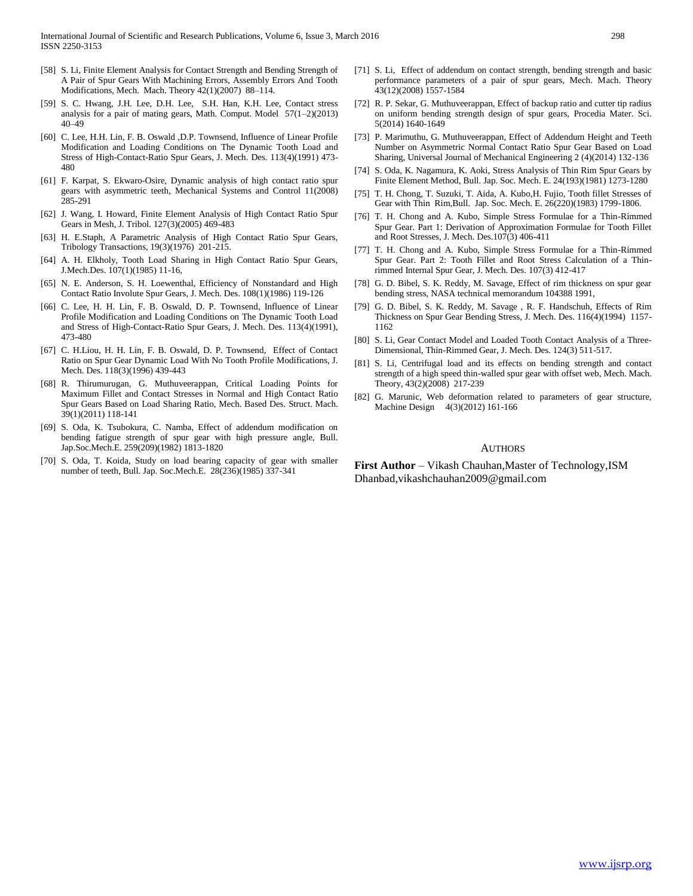[58] S. Li, Finite Element Analysis for Contact Strength and Bending Strength of A Pair of Spur Gears With Machining Errors, Assembly Errors And Tooth Modifications, Mech. Mach. Theory 42(1)(2007) 88–114.

[59] S. C. Hwang, J.H. Lee, D.H. Lee, S.H. Han, K.H. Lee, Contact stress analysis for a pair of mating gears, Math. Comput. Model 57(1–2)(2013) 40–49

[60] C. Lee, H.H. Lin, F. B. Oswald ,D.P. Townsend, Influence of Linear Profile Modification and Loading Conditions on The Dynamic Tooth Load and Stress of High-Contact-Ratio Spur Gears, J. Mech. Des. 113(4)(1991) 473-480

[61] F. Karpat, S. Ekwaro-Osire, Dynamic analysis of high contact ratio spur gears with asymmetric teeth, Mechanical Systems and Control 11(2008) 285-291

[62] J. Wang, I. Howard, Finite Element Analysis of High Contact Ratio Spur Gears in Mesh, J. Tribol. 127(3)(2005) 469-483

[63] H. E.Staph, A Parametric Analysis of High Contact Ratio Spur Gears, Tribology Transactions, 19(3)(1976) 201-215.

[64] A. H. Elkholy, Tooth Load Sharing in High Contact Ratio Spur Gears, J.Mech.Des. 107(1)(1985) 11-16,

[65] N. E. Anderson, S. H. Loewenthal, Efficiency of Nonstandard and High Contact Ratio Involute Spur Gears, J. Mech. Des. 108(1)(1986) 119-126

[66] C. Lee, H. H. Lin, F. B. Oswald, D. P. Townsend, Influence of Linear Profile Modification and Loading Conditions on The Dynamic Tooth Load and Stress of High-Contact-Ratio Spur Gears, J. Mech. Des. 113(4)(1991), 473-480

[67] C. H.Liou, H. H. Lin, F. B. Oswald, D. P. Townsend, Effect of Contact Ratio on Spur Gear Dynamic Load With No Tooth Profile Modifications, J. Mech. Des. 118(3)(1996) 439-443

[68] R. Thirumurugan, G. Muthuveerappan, Critical Loading Points for Maximum Fillet and Contact Stresses in Normal and High Contact Ratio Spur Gears Based on Load Sharing Ratio, Mech. Based Des. Struct. Mach. 39(1)(2011) 118-141

[69] S. Oda, K. Tsubokura, C. Namba, Effect of addendum modification on bending fatigue strength of spur gear with high pressure angle, Bull. Jap.Soc.Mech.E. 259(209)(1982) 1813-1820

[70] S. Oda, T. Koida, Study on load bearing capacity of gear with smaller number of teeth, Bull. Jap. Soc.Mech.E. 28(236)(1985) 337-341

[71] S. Li, Effect of addendum on contact strength, bending strength and basic performance parameters of a pair of spur gears, Mech. Mach. Theory 43(12)(2008) 1557-1584

[72] R. P. Sekar, G. Muthuveerappan, Effect of backup ratio and cutter tip radius on uniform bending strength design of spur gears, Procedia Mater. Sci. 5(2014) 1640-1649

[73] P. Marimuthu, G. Muthuveerappan, Effect of Addendum Height and Teeth Number on Asymmetric Normal Contact Ratio Spur Gear Based on Load Sharing, Universal Journal of Mechanical Engineering 2 (4)(2014) 132-136

[74] S. Oda, K. Nagamura, K. Aoki, Stress Analysis of Thin Rim Spur Gears by Finite Element Method, Bull. Jap. Soc. Mech. E. 24(193)(1981) 1273-1280

[75] T. H. Chong, T. Suzuki, T. Aida, A. Kubo,H. Fujio, Tooth fillet Stresses of Gear with Thin Rim,Bull. Jap. Soc. Mech. E. 26(220)(1983) 1799-1806.

[76] T. H. Chong and A. Kubo, Simple Stress Formulae for a Thin-Rimmed Spur Gear. Part 1: Derivation of Approximation Formulae for Tooth Fillet and Root Stresses, J. Mech. Des.107(3) 406-411

[77] T. H. Chong and A. Kubo, Simple Stress Formulae for a Thin-Rimmed Spur Gear. Part 2: Tooth Fillet and Root Stress Calculation of a Thin-rimmed Internal Spur Gear, J. Mech. Des. 107(3) 412-417

[78] G. D. Bibel, S. K. Reddy, M. Savage, Effect of rim thickness on spur gear bending stress, NASA technical memorandum 104388 1991,

[79] G. D. Bibel, S. K. Reddy, M. Savage , R. F. Handschuh, Effects of Rim Thickness on Spur Gear Bending Stress, J. Mech. Des. 116(4)(1994) 1157-1162

[80] S. Li, Gear Contact Model and Loaded Tooth Contact Analysis of a Three-Dimensional, Thin-Rimmed Gear, J. Mech. Des. 124(3) 511-517.

[81] S. Li, Centrifugal load and its effects on bending strength and contact strength of a high speed thin-walled spur gear with offset web, Mech. Mach. Theory, 43(2)(2008) 217-239

[82] G. Marunic, Web deformation related to parameters of gear structure, Machine Design 4(3)(2012) 161-166

## Authors

**First Author** – Vikash Chauhan,Master of Technology,ISM Dhanbad,vikashchauhan2009@gmail.com